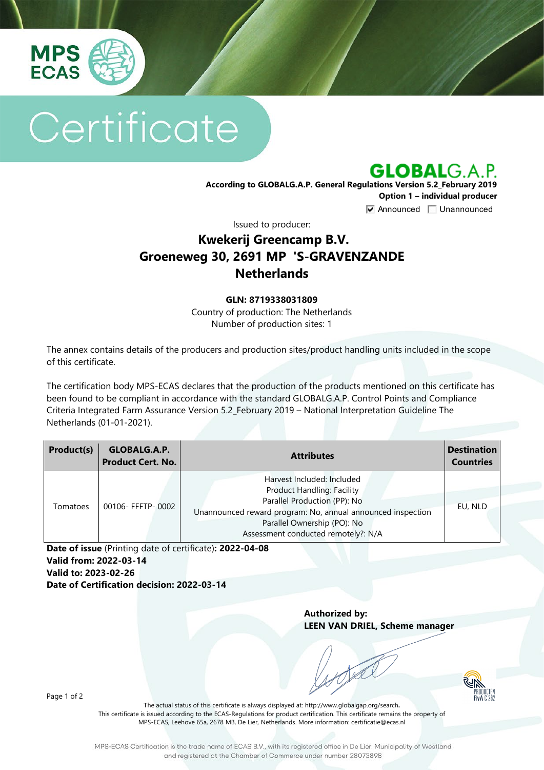MPS ECAS

# Certificate

## GLOBALG.A.P.

**According to GLOBALG.A.P. General Regulations Version 5.2_February 2019**
**Option 1 – individual producer**

☑ Announced ☐ Unannounced

Issued to producer:

## Kwekerij Greencamp B.V.
## Groeneweg 30, 2691 MP 'S-GRAVENZANDE
## Netherlands

**GLN: 8719338031809**
Country of production: The Netherlands
Number of production sites: 1

The annex contains details of the producers and production sites/product handling units included in the scope of this certificate.

The certification body MPS-ECAS declares that the production of the products mentioned on this certificate has been found to be compliant in accordance with the standard GLOBALG.A.P. Control Points and Compliance Criteria Integrated Farm Assurance Version 5.2_February 2019 – National Interpretation Guideline The Netherlands (01-01-2021).

| Product(s) | GLOBALG.A.P. Product Cert. No. | Attributes | Destination Countries |
|---|---|---|---|
| Tomatoes | 00106- FFFTP- 0002 | Harvest Included: Included<br>Product Handling: Facility<br>Parallel Production (PP): No<br>Unannounced reward program: No, annual announced inspection<br>Parallel Ownership (PO): No<br>Assessment conducted remotely?: N/A | EU, NLD |

**Date of issue** (Printing date of certificate)**: 2022-04-08**
**Valid from: 2022-03-14**
**Valid to: 2023-02-26**
**Date of Certification decision: 2022-03-14**

**Authorized by:**
**LEEN VAN DRIEL, Scheme manager**

PRODUCTEN RvA C 262

The actual status of this certificate is always displayed at: http://www.globalgap.org/search**.**
This certificate is issued according to the ECAS-Regulations for product certification. This certificate remains the property of MPS-ECAS, Leehove 65a, 2678 MB, De Lier, Netherlands. More information: certificatie@ecas.nl

MPS-ECAS Certification is the trade name of ECAS B.V., with its registered office in De Lier, Municipality of Westland and registered at the Chamber of Commerce under number 28073898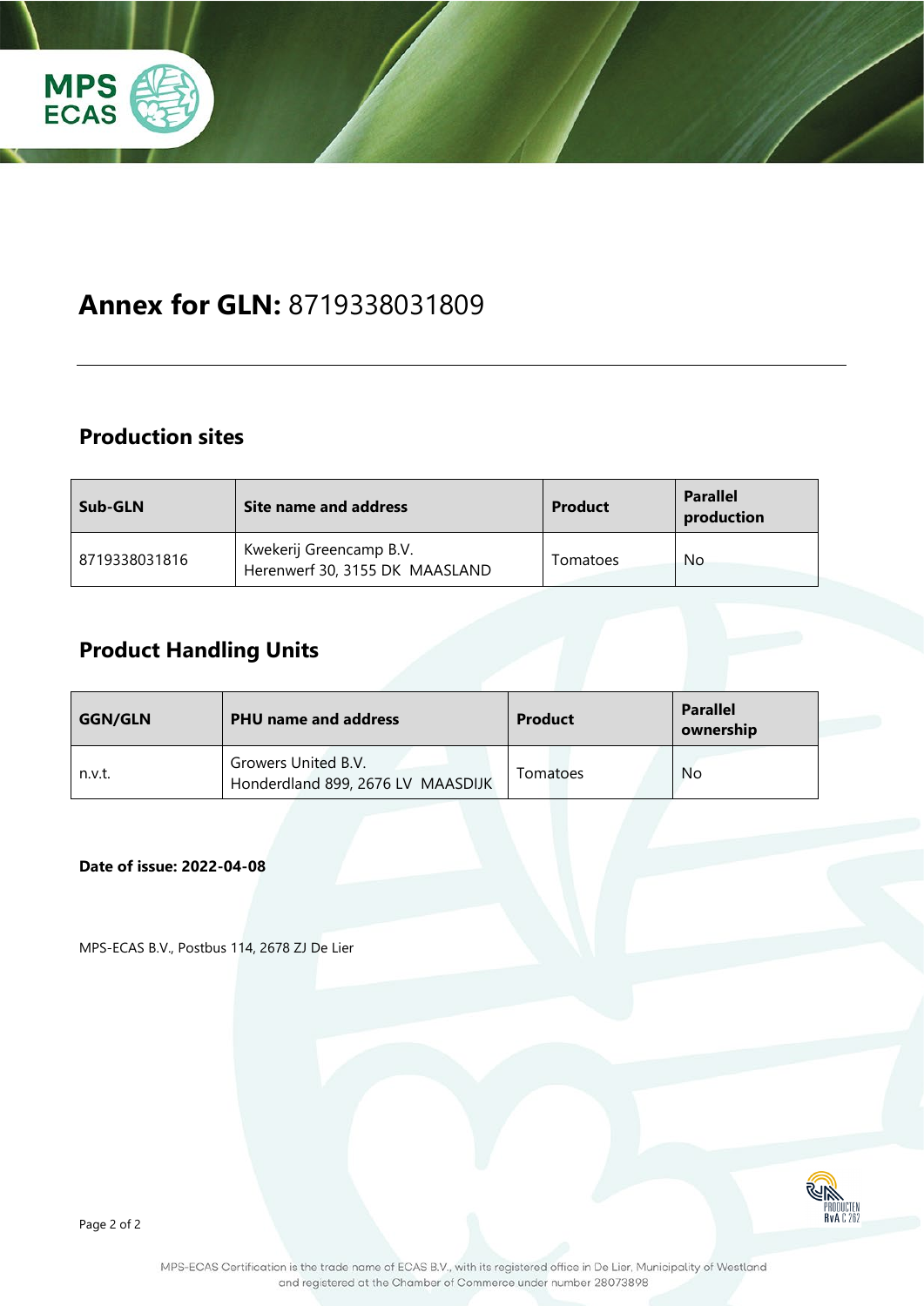# **Annex for GLN:** 8719338031809

## Production sites

| Sub-GLN | Site name and address | Product | Parallel production |
|---|---|---|---|
| 8719338031816 | Kwekerij Greencamp B.V.<br>Herenwerf 30, 3155 DK MAASLAND | Tomatoes | No |

## Product Handling Units

| GGN/GLN | PHU name and address | Product | Parallel ownership |
|---|---|---|---|
| n.v.t. | Growers United B.V.<br>Honderdland 899, 2676 LV MAASDIJK | Tomatoes | No |

**Date of issue: 2022-04-08**

MPS-ECAS B.V., Postbus 114, 2678 ZJ De Lier

MPS-ECAS Certification is the trade name of ECAS B.V., with its registered office in De Lier, Municipality of Westland and registered at the Chamber of Commerce under number 28073898